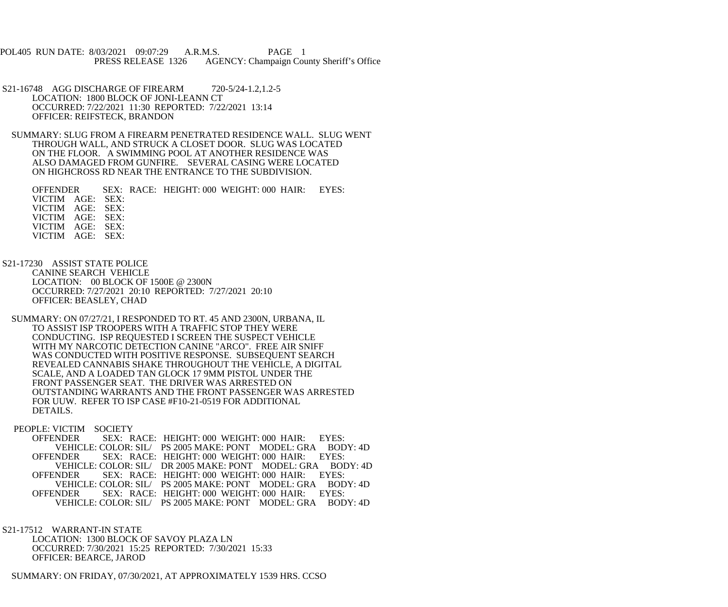POL405 RUN DATE: 8/03/2021 09:07:29 A.R.M.S. PAGE 1
PRESS RELEASE 1326 AGENCY: Champaign County Sheriff's Office

S21-16748 AGG DISCHARGE OF FIREARM 720-5/24-1.2,1.2-5
LOCATION: 1800 BLOCK OF JONI-LEANN CT
OCCURRED: 7/22/2021 11:30 REPORTED: 7/22/2021 13:14
OFFICER: REIFSTECK, BRANDON

SUMMARY: SLUG FROM A FIREARM PENETRATED RESIDENCE WALL. SLUG WENT THROUGH WALL, AND STRUCK A CLOSET DOOR. SLUG WAS LOCATED ON THE FLOOR. A SWIMMING POOL AT ANOTHER RESIDENCE WAS ALSO DAMAGED FROM GUNFIRE. SEVERAL CASING WERE LOCATED ON HIGHCROSS RD NEAR THE ENTRANCE TO THE SUBDIVISION.

OFFENDER SEX: RACE: HEIGHT: 000 WEIGHT: 000 HAIR: EYES:
VICTIM AGE: SEX:
VICTIM AGE: SEX:
VICTIM AGE: SEX:
VICTIM AGE: SEX:
VICTIM AGE: SEX:

S21-17230 ASSIST STATE POLICE
CANINE SEARCH VEHICLE
LOCATION: 00 BLOCK OF 1500E @ 2300N
OCCURRED: 7/27/2021 20:10 REPORTED: 7/27/2021 20:10
OFFICER: BEASLEY, CHAD

SUMMARY: ON 07/27/21, I RESPONDED TO RT. 45 AND 2300N, URBANA, IL TO ASSIST ISP TROOPERS WITH A TRAFFIC STOP THEY WERE CONDUCTING. ISP REQUESTED I SCREEN THE SUSPECT VEHICLE WITH MY NARCOTIC DETECTION CANINE "ARCO". FREE AIR SNIFF WAS CONDUCTED WITH POSITIVE RESPONSE. SUBSEQUENT SEARCH REVEALED CANNABIS SHAKE THROUGHOUT THE VEHICLE, A DIGITAL SCALE, AND A LOADED TAN GLOCK 17 9MM PISTOL UNDER THE FRONT PASSENGER SEAT. THE DRIVER WAS ARRESTED ON OUTSTANDING WARRANTS AND THE FRONT PASSENGER WAS ARRESTED FOR UUW. REFER TO ISP CASE #F10-21-0519 FOR ADDITIONAL DETAILS.

PEOPLE: VICTIM SOCIETY
OFFENDER SEX: RACE: HEIGHT: 000 WEIGHT: 000 HAIR: EYES:
VEHICLE: COLOR: SIL/ PS 2005 MAKE: PONT MODEL: GRA BODY: 4D
OFFENDER SEX: RACE: HEIGHT: 000 WEIGHT: 000 HAIR: EYES:
VEHICLE: COLOR: SIL/ DR 2005 MAKE: PONT MODEL: GRA BODY: 4D
OFFENDER SEX: RACE: HEIGHT: 000 WEIGHT: 000 HAIR: EYES:
VEHICLE: COLOR: SIL/ PS 2005 MAKE: PONT MODEL: GRA BODY: 4D
OFFENDER SEX: RACE: HEIGHT: 000 WEIGHT: 000 HAIR: EYES:
VEHICLE: COLOR: SIL/ PS 2005 MAKE: PONT MODEL: GRA BODY: 4D

S21-17512 WARRANT-IN STATE
LOCATION: 1300 BLOCK OF SAVOY PLAZA LN
OCCURRED: 7/30/2021 15:25 REPORTED: 7/30/2021 15:33
OFFICER: BEARCE, JAROD

SUMMARY: ON FRIDAY, 07/30/2021, AT APPROXIMATELY 1539 HRS. CCSO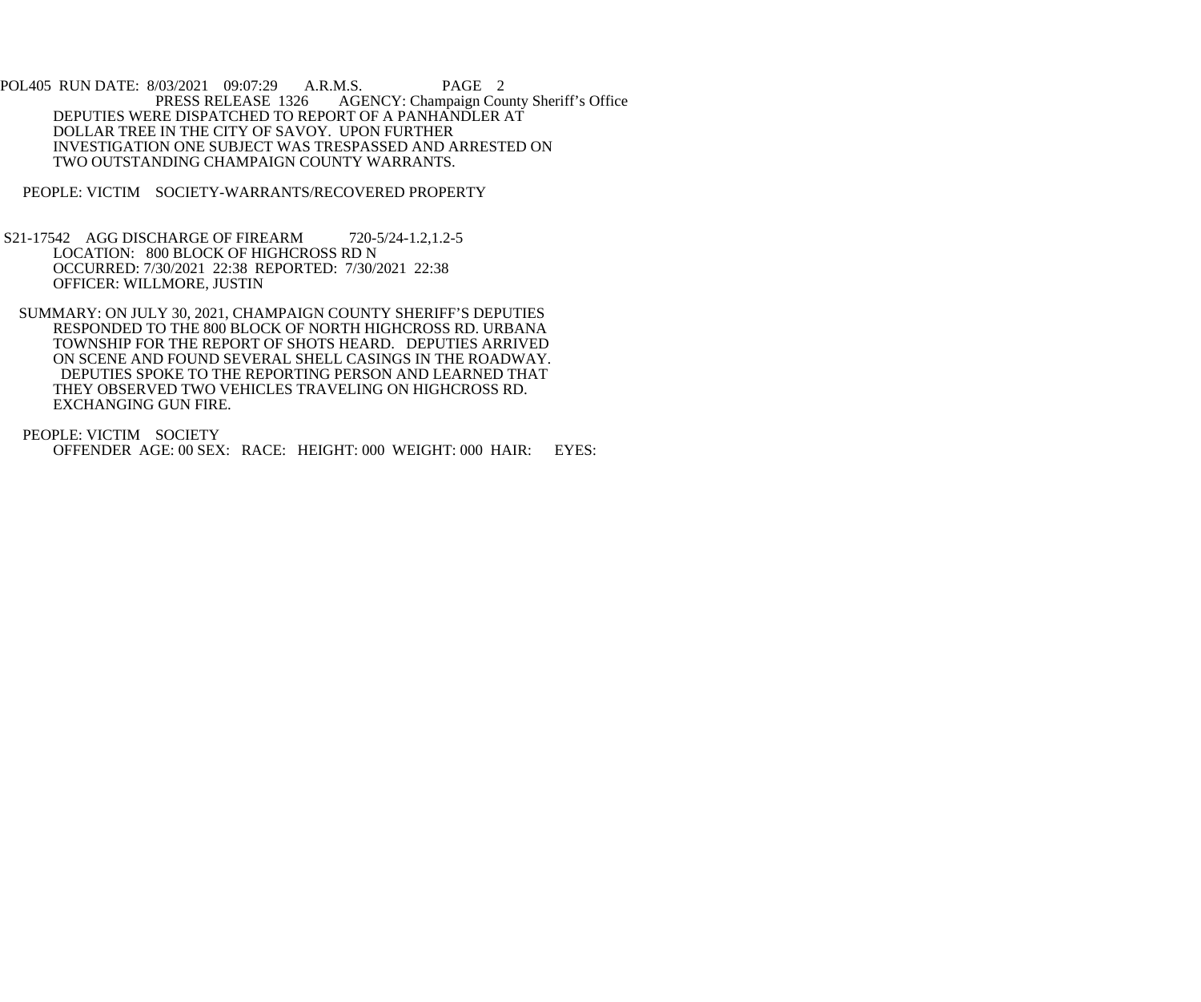DEPUTIES WERE DISPATCHED TO REPORT OF A PANHANDLER AT DOLLAR TREE IN THE CITY OF SAVOY. UPON FURTHER INVESTIGATION ONE SUBJECT WAS TRESPASSED AND ARRESTED ON TWO OUTSTANDING CHAMPAIGN COUNTY WARRANTS.

PEOPLE: VICTIM SOCIETY-WARRANTS/RECOVERED PROPERTY

S21-17542 AGG DISCHARGE OF FIREARM 720-5/24-1.2,1.2-5
LOCATION: 800 BLOCK OF HIGHCROSS RD N
OCCURRED: 7/30/2021 22:38 REPORTED: 7/30/2021 22:38
OFFICER: WILLMORE, JUSTIN

SUMMARY: ON JULY 30, 2021, CHAMPAIGN COUNTY SHERIFF'S DEPUTIES RESPONDED TO THE 800 BLOCK OF NORTH HIGHCROSS RD. URBANA TOWNSHIP FOR THE REPORT OF SHOTS HEARD. DEPUTIES ARRIVED ON SCENE AND FOUND SEVERAL SHELL CASINGS IN THE ROADWAY. DEPUTIES SPOKE TO THE REPORTING PERSON AND LEARNED THAT THEY OBSERVED TWO VEHICLES TRAVELING ON HIGHCROSS RD. EXCHANGING GUN FIRE.

PEOPLE: VICTIM SOCIETY
OFFENDER AGE: 00 SEX: RACE: HEIGHT: 000 WEIGHT: 000 HAIR: EYES: